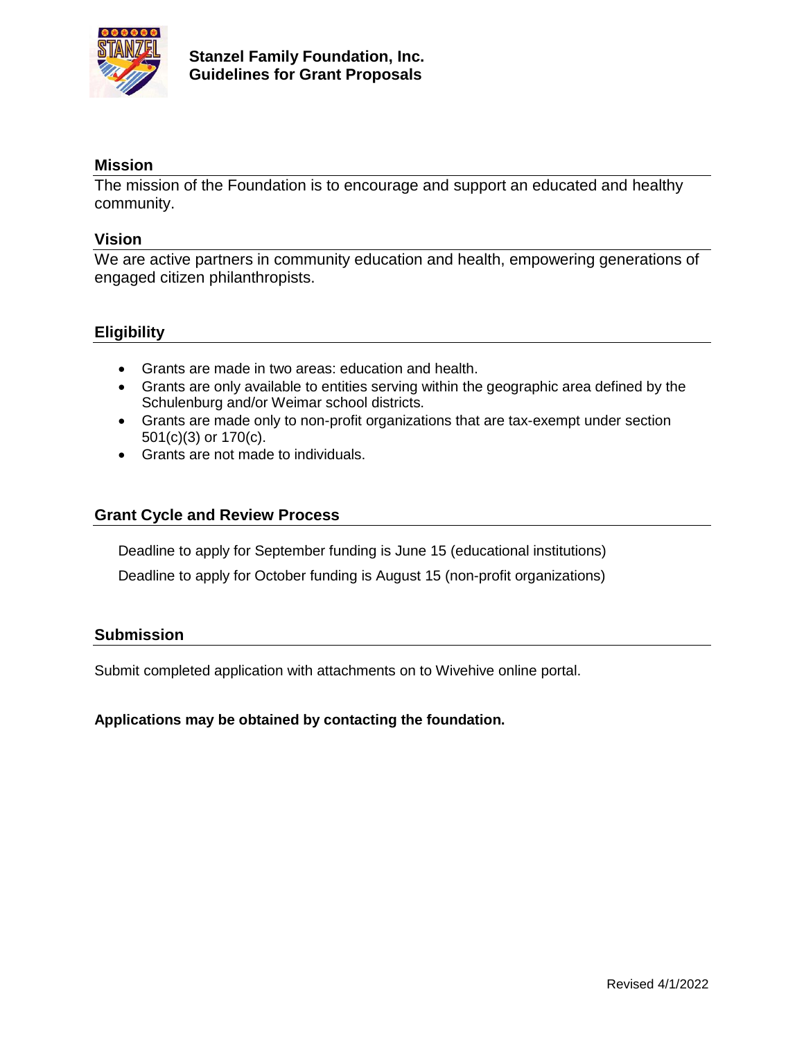# Stanzel Family Foundation, Inc.
## Guidelines for Grant Proposals

### Mission

The mission of the Foundation is to encourage and support an educated and healthy community.

### Vision

We are active partners in community education and health, empowering generations of engaged citizen philanthropists.

### Eligibility

- Grants are made in two areas: education and health.
- Grants are only available to entities serving within the geographic area defined by the Schulenburg and/or Weimar school districts.
- Grants are made only to non-profit organizations that are tax-exempt under section 501(c)(3) or 170(c).
- Grants are not made to individuals.

### Grant Cycle and Review Process

Deadline to apply for September funding is June 15 (educational institutions)

Deadline to apply for October funding is August 15 (non-profit organizations)

### Submission

Submit completed application with attachments on to Wivehive online portal.

**Applications may be obtained by contacting the foundation.**

Revised 4/1/2022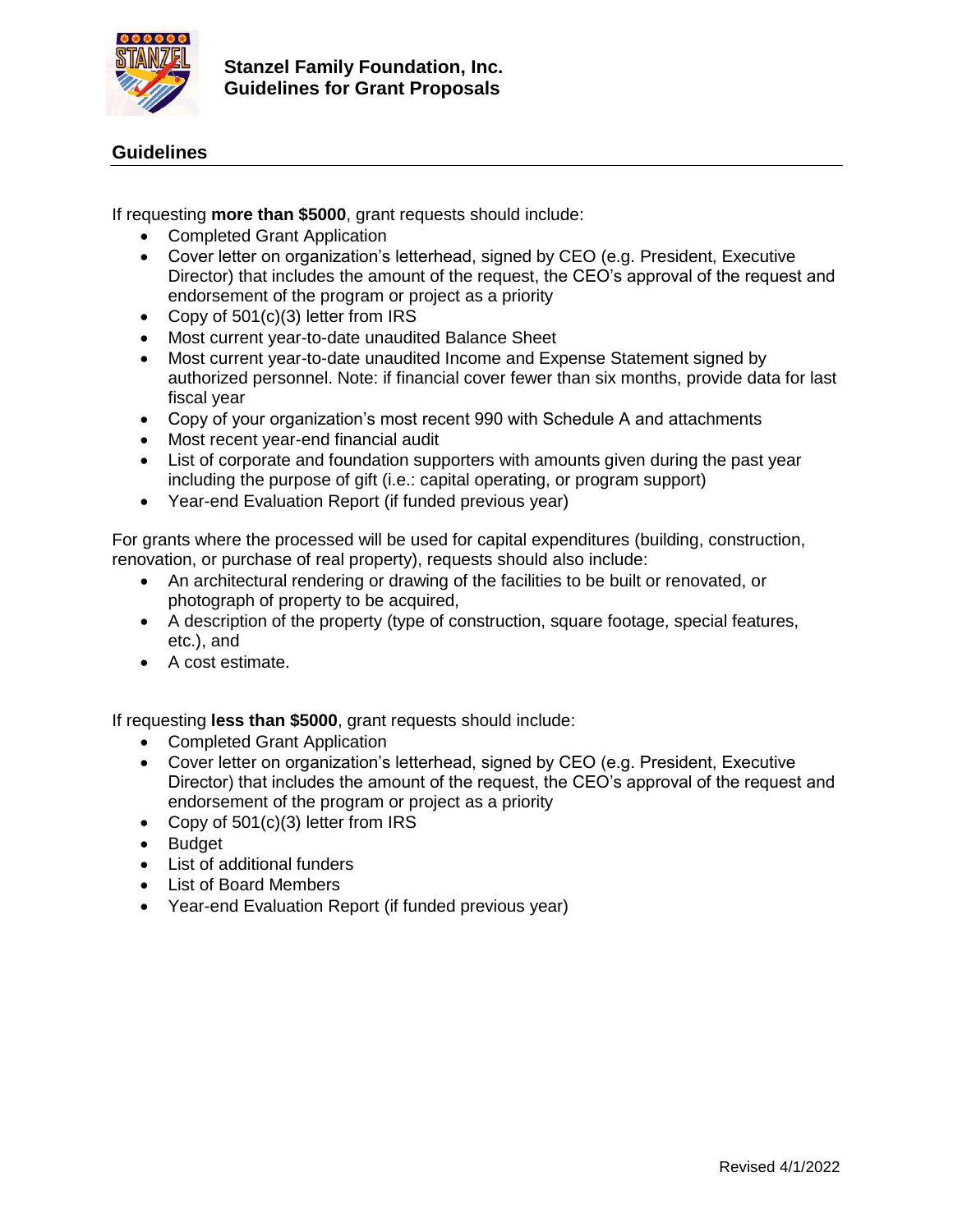**Stanzel Family Foundation, Inc.**
**Guidelines for Grant Proposals**

## Guidelines

If requesting **more than $5000**, grant requests should include:

- Completed Grant Application
- Cover letter on organization's letterhead, signed by CEO (e.g. President, Executive Director) that includes the amount of the request, the CEO's approval of the request and endorsement of the program or project as a priority
- Copy of 501(c)(3) letter from IRS
- Most current year-to-date unaudited Balance Sheet
- Most current year-to-date unaudited Income and Expense Statement signed by authorized personnel. Note: if financial cover fewer than six months, provide data for last fiscal year
- Copy of your organization's most recent 990 with Schedule A and attachments
- Most recent year-end financial audit
- List of corporate and foundation supporters with amounts given during the past year including the purpose of gift (i.e.: capital operating, or program support)
- Year-end Evaluation Report (if funded previous year)

For grants where the processed will be used for capital expenditures (building, construction, renovation, or purchase of real property), requests should also include:

- An architectural rendering or drawing of the facilities to be built or renovated, or photograph of property to be acquired,
- A description of the property (type of construction, square footage, special features, etc.), and
- A cost estimate.

If requesting **less than $5000**, grant requests should include:

- Completed Grant Application
- Cover letter on organization's letterhead, signed by CEO (e.g. President, Executive Director) that includes the amount of the request, the CEO's approval of the request and endorsement of the program or project as a priority
- Copy of 501(c)(3) letter from IRS
- Budget
- List of additional funders
- List of Board Members
- Year-end Evaluation Report (if funded previous year)

Revised 4/1/2022